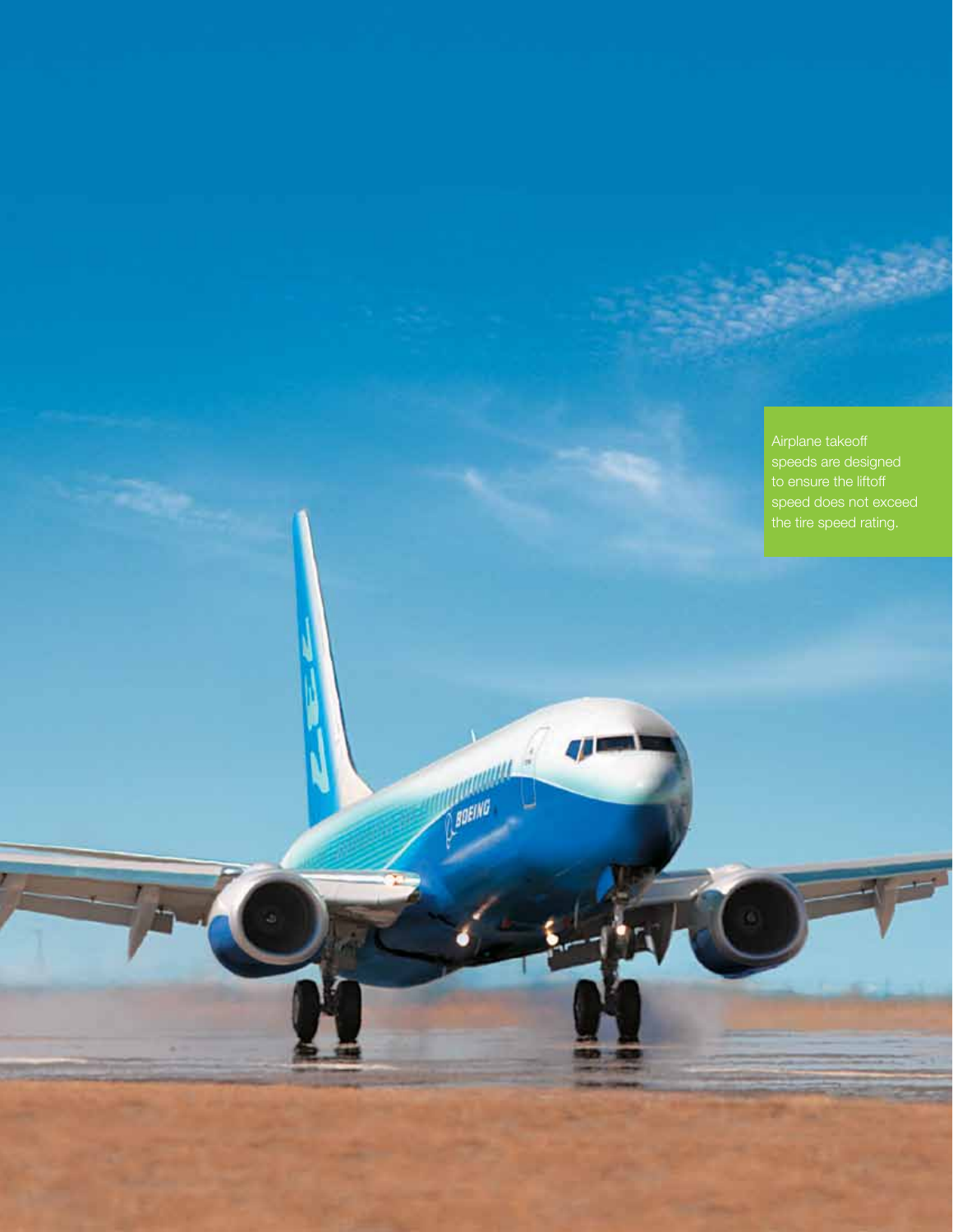Airplane takeoff speeds are designed to ensure the liftoff speed does not exceed the tire speed rating.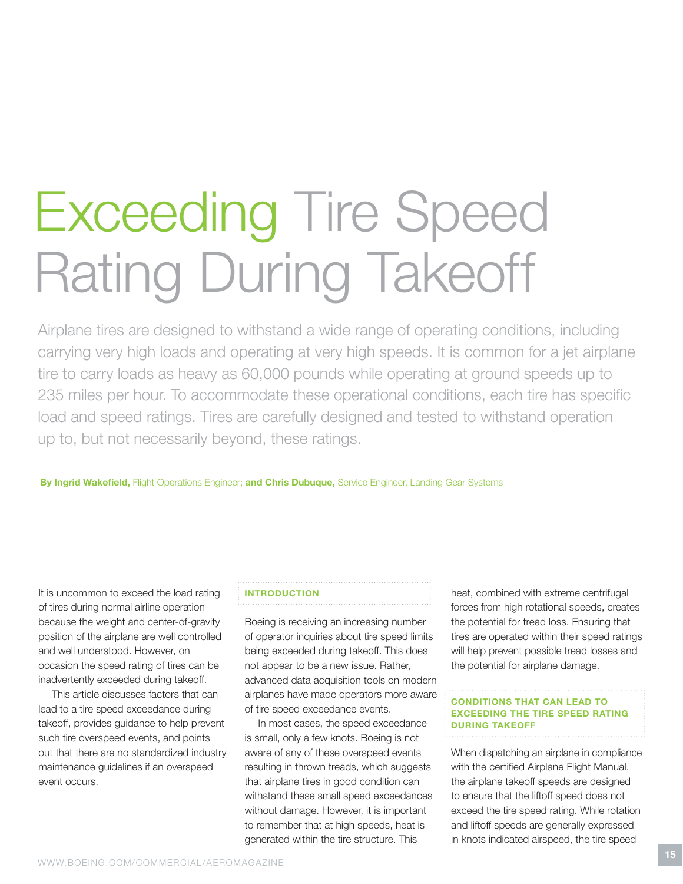# Exceeding Tire Speed Rating During Takeoff

Airplane tires are designed to withstand a wide range of operating conditions, including carrying very high loads and operating at very high speeds. It is common for a jet airplane tire to carry loads as heavy as 60,000 pounds while operating at ground speeds up to 235 miles per hour. To accommodate these operational conditions, each tire has specific load and speed ratings. Tires are carefully designed and tested to withstand operation up to, but not necessarily beyond, these ratings.

**By Ingrid Wakefield,** Flight Operations Engineer; **and Chris Dubuque,** Service Engineer, Landing Gear Systems

It is uncommon to exceed the load rating of tires during normal airline operation because the weight and center-of-gravity position of the airplane are well controlled and well understood. However, on occasion the speed rating of tires can be inadvertently exceeded during takeoff.

This article discusses factors that can lead to a tire speed exceedance during takeoff, provides guidance to help prevent such tire overspeed events, and points out that there are no standardized industry maintenance guidelines if an overspeed event occurs.

## INTRODUCTION

Boeing is receiving an increasing number of operator inquiries about tire speed limits being exceeded during takeoff. This does not appear to be a new issue. Rather, advanced data acquisition tools on modern airplanes have made operators more aware of tire speed exceedance events.

In most cases, the speed exceedance is small, only a few knots. Boeing is not aware of any of these overspeed events resulting in thrown treads, which suggests that airplane tires in good condition can withstand these small speed exceedances without damage. However, it is important to remember that at high speeds, heat is generated within the tire structure. This heat, combined with extreme centrifugal forces from high rotational speeds, creates the potential for tread loss. Ensuring that tires are operated within their speed ratings will help prevent possible tread losses and the potential for airplane damage.

## CONDITIONS THAT CAN LEAD TO EXCEEDING THE TIRE SPEED RATING DURING TAKEOFF

When dispatching an airplane in compliance with the certified Airplane Flight Manual, the airplane takeoff speeds are designed to ensure that the liftoff speed does not exceed the tire speed rating. While rotation and liftoff speeds are generally expressed in knots indicated airspeed, the tire speed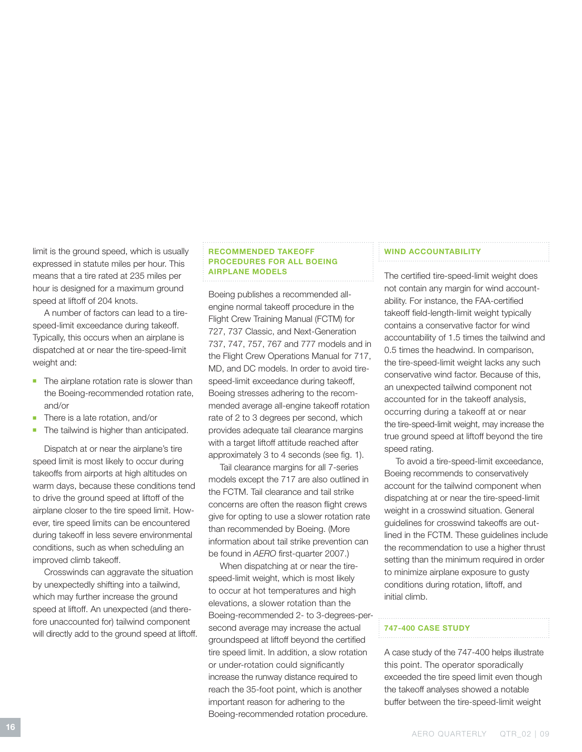limit is the ground speed, which is usually expressed in statute miles per hour. This means that a tire rated at 235 miles per hour is designed for a maximum ground speed at liftoff of 204 knots.

A number of factors can lead to a tire-speed-limit exceedance during takeoff. Typically, this occurs when an airplane is dispatched at or near the tire-speed-limit weight and:

- The airplane rotation rate is slower than the Boeing-recommended rotation rate, and/or
- There is a late rotation, and/or
- The tailwind is higher than anticipated.

Dispatch at or near the airplane's tire speed limit is most likely to occur during takeoffs from airports at high altitudes on warm days, because these conditions tend to drive the ground speed at liftoff of the airplane closer to the tire speed limit. However, tire speed limits can be encountered during takeoff in less severe environmental conditions, such as when scheduling an improved climb takeoff.

Crosswinds can aggravate the situation by unexpectedly shifting into a tailwind, which may further increase the ground speed at liftoff. An unexpected (and therefore unaccounted for) tailwind component will directly add to the ground speed at liftoff.

## RECOMMENDED TAKEOFF PROCEDURES FOR ALL BOEING AIRPLANE MODELS

Boeing publishes a recommended all-engine normal takeoff procedure in the Flight Crew Training Manual (FCTM) for 727, 737 Classic, and Next-Generation 737, 747, 757, 767 and 777 models and in the Flight Crew Operations Manual for 717, MD, and DC models. In order to avoid tire-speed-limit exceedance during takeoff, Boeing stresses adhering to the recommended average all-engine takeoff rotation rate of 2 to 3 degrees per second, which provides adequate tail clearance margins with a target liftoff attitude reached after approximately 3 to 4 seconds (see fig. 1).

Tail clearance margins for all 7-series models except the 717 are also outlined in the FCTM. Tail clearance and tail strike concerns are often the reason flight crews give for opting to use a slower rotation rate than recommended by Boeing. (More information about tail strike prevention can be found in *AERO* first-quarter 2007.)

When dispatching at or near the tire-speed-limit weight, which is most likely to occur at hot temperatures and high elevations, a slower rotation than the Boeing-recommended 2- to 3-degrees-per-second average may increase the actual groundspeed at liftoff beyond the certified tire speed limit. In addition, a slow rotation or under-rotation could significantly increase the runway distance required to reach the 35-foot point, which is another important reason for adhering to the Boeing-recommended rotation procedure.

## WIND ACCOUNTABILITY

The certified tire-speed-limit weight does not contain any margin for wind accountability. For instance, the FAA-certified takeoff field-length-limit weight typically contains a conservative factor for wind accountability of 1.5 times the tailwind and 0.5 times the headwind. In comparison, the tire-speed-limit weight lacks any such conservative wind factor. Because of this, an unexpected tailwind component not accounted for in the takeoff analysis, occurring during a takeoff at or near the tire-speed-limit weight, may increase the true ground speed at liftoff beyond the tire speed rating.

To avoid a tire-speed-limit exceedance, Boeing recommends to conservatively account for the tailwind component when dispatching at or near the tire-speed-limit weight in a crosswind situation. General guidelines for crosswind takeoffs are outlined in the FCTM. These guidelines include the recommendation to use a higher thrust setting than the minimum required in order to minimize airplane exposure to gusty conditions during rotation, liftoff, and initial climb.

## 747-400 CASE STUDY

A case study of the 747-400 helps illustrate this point. The operator sporadically exceeded the tire speed limit even though the takeoff analyses showed a notable buffer between the tire-speed-limit weight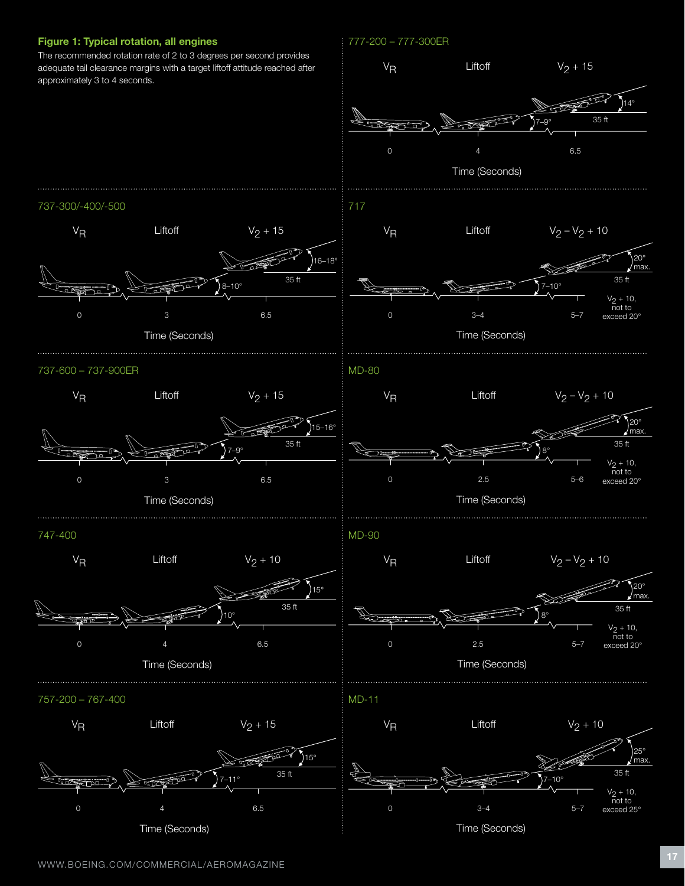**Figure 1: Typical rotation, all engines**

The recommended rotation rate of 2 to 3 degrees per second provides adequate tail clearance margins with a target liftoff attitude reached after approximately 3 to 4 seconds.

777-200 – 777-300ER

| | $V_R$ | Liftoff | $V_2 + 15$ |
|---|---|---|---|
| Time (Seconds) | 0 | 4 | 6.5 |
| Pitch attitude | | 7–9° | 14° |
| Height | | | 35 ft |

737-300/-400/-500

| | $V_R$ | Liftoff | $V_2 + 15$ |
|---|---|---|---|
| Time (Seconds) | 0 | 3 | 6.5 |
| Pitch attitude | | 8–10° | 16–18° |
| Height | | | 35 ft |

717

| | $V_R$ | Liftoff | $V_2 – V_2 + 10$ |
|---|---|---|---|
| Time (Seconds) | 0 | 3–4 | 5–7 |
| Pitch attitude | | 7–10° | 20° max. |
| Height | | | 35 ft |

$V_2 + 10$, not to exceed 20°

737-600 – 737-900ER

| | $V_R$ | Liftoff | $V_2 + 15$ |
|---|---|---|---|
| Time (Seconds) | 0 | 3 | 6.5 |
| Pitch attitude | | 7–9° | 15–16° |
| Height | | | 35 ft |

MD-80

| | $V_R$ | Liftoff | $V_2 – V_2 + 10$ |
|---|---|---|---|
| Time (Seconds) | 0 | 2.5 | 5–6 |
| Pitch attitude | | 8° | 20° max. |
| Height | | | 35 ft |

$V_2 + 10$, not to exceed 20°

747-400

| | $V_R$ | Liftoff | $V_2 + 10$ |
|---|---|---|---|
| Time (Seconds) | 0 | 4 | 6.5 |
| Pitch attitude | | 10° | 15° |
| Height | | | 35 ft |

MD-90

| | $V_R$ | Liftoff | $V_2 – V_2 + 10$ |
|---|---|---|---|
| Time (Seconds) | 0 | 2.5 | 5–7 |
| Pitch attitude | | 8° | 20° max. |
| Height | | | 35 ft |

$V_2 + 10$, not to exceed 20°

757-200 – 767-400

| | $V_R$ | Liftoff | $V_2 + 15$ |
|---|---|---|---|
| Time (Seconds) | 0 | 4 | 6.5 |
| Pitch attitude | | 7–11° | 15° |
| Height | | | 35 ft |

MD-11

| | $V_R$ | Liftoff | $V_2 + 10$ |
|---|---|---|---|
| Time (Seconds) | 0 | 3–4 | 5–7 |
| Pitch attitude | | 7–10° | 25° max. |
| Height | | | 35 ft |

$V_2 + 10$, not to exceed 25°

WWW.BOEING.COM/COMMERCIAL/AEROMAGAZINE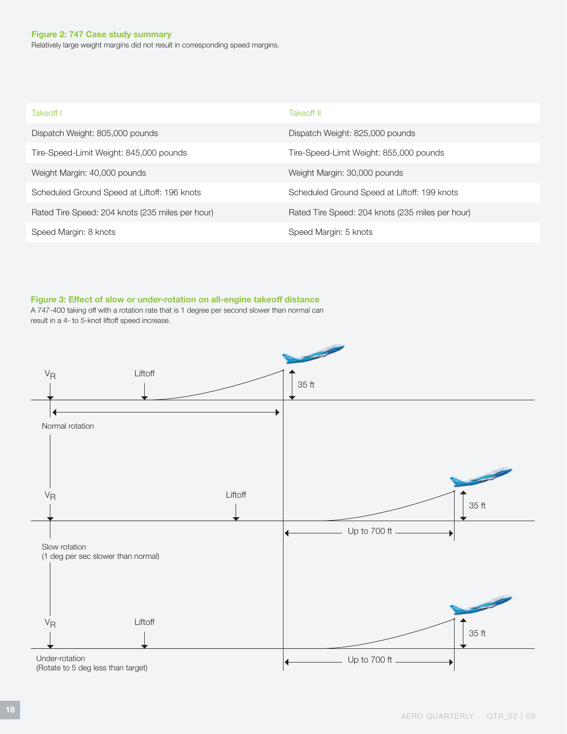**Figure 2: 747 Case study summary**

Relatively large weight margins did not result in corresponding speed margins.

| Takeoff I | Takeoff II |
|---|---|
| Dispatch Weight: 805,000 pounds | Dispatch Weight: 825,000 pounds |
| Tire-Speed-Limit Weight: 845,000 pounds | Tire-Speed-Limit Weight: 855,000 pounds |
| Weight Margin: 40,000 pounds | Weight Margin: 30,000 pounds |
| Scheduled Ground Speed at Liftoff: 196 knots | Scheduled Ground Speed at Liftoff: 199 knots |
| Rated Tire Speed: 204 knots (235 miles per hour) | Rated Tire Speed: 204 knots (235 miles per hour) |
| Speed Margin: 8 knots | Speed Margin: 5 knots |

**Figure 3: Effect of slow or under-rotation on all-engine takeoff distance**

A 747-400 taking off with a rotation rate that is 1 degree per second slower than normal can result in a 4- to 5-knot liftoff speed increase.

$V_R$ Liftoff 35 ft

Normal rotation

$V_R$ Liftoff 35 ft

Up to 700 ft

Slow rotation
(1 deg per sec slower than normal)

$V_R$ Liftoff 35 ft

Up to 700 ft

Under-rotation
(Rotate to 5 deg less than target)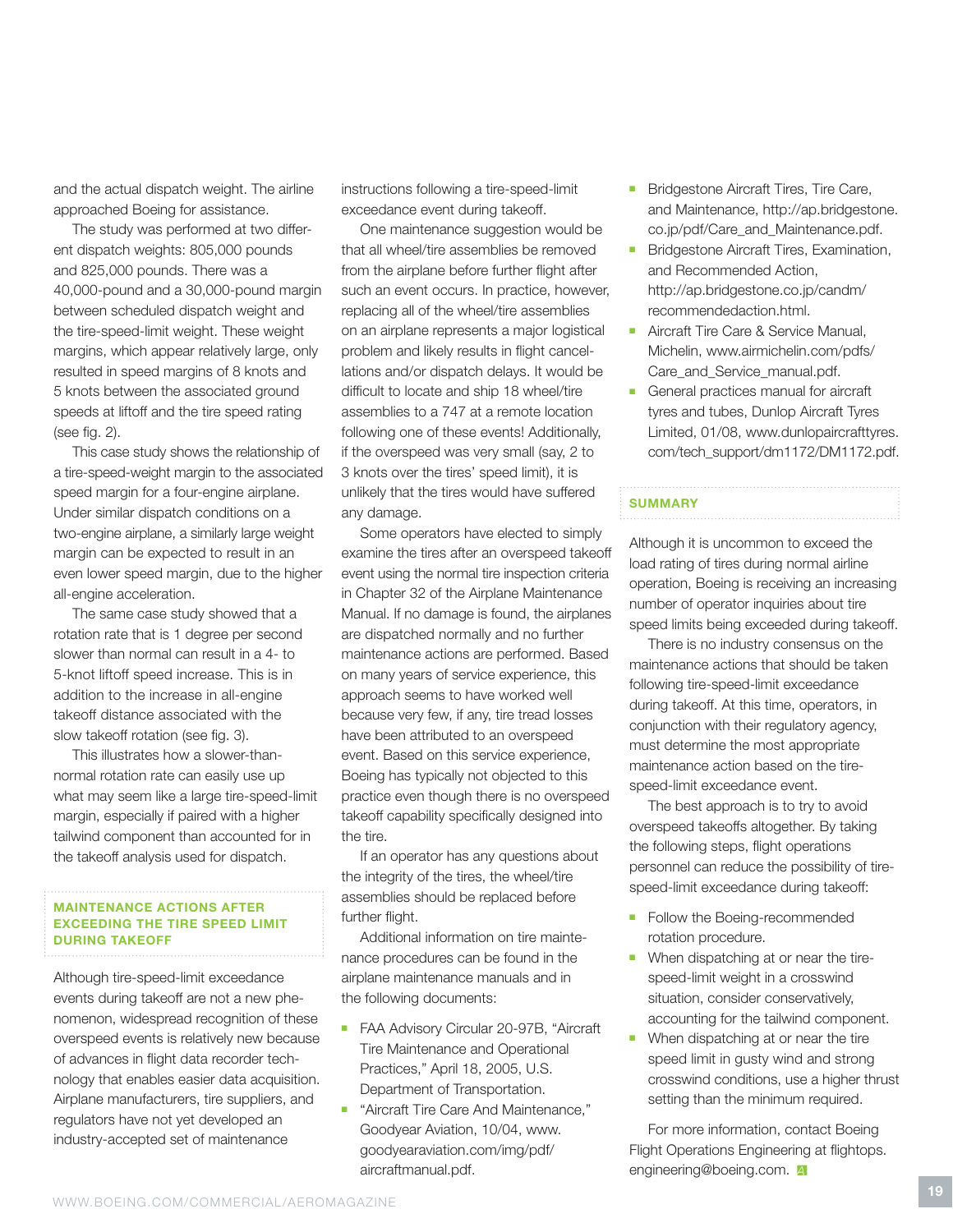and the actual dispatch weight. The airline approached Boeing for assistance.

The study was performed at two different dispatch weights: 805,000 pounds and 825,000 pounds. There was a 40,000-pound and a 30,000-pound margin between scheduled dispatch weight and the tire-speed-limit weight. These weight margins, which appear relatively large, only resulted in speed margins of 8 knots and 5 knots between the associated ground speeds at liftoff and the tire speed rating (see fig. 2).

This case study shows the relationship of a tire-speed-weight margin to the associated speed margin for a four-engine airplane. Under similar dispatch conditions on a two-engine airplane, a similarly large weight margin can be expected to result in an even lower speed margin, due to the higher all-engine acceleration.

The same case study showed that a rotation rate that is 1 degree per second slower than normal can result in a 4- to 5-knot liftoff speed increase. This is in addition to the increase in all-engine takeoff distance associated with the slow takeoff rotation (see fig. 3).

This illustrates how a slower-than-normal rotation rate can easily use up what may seem like a large tire-speed-limit margin, especially if paired with a higher tailwind component than accounted for in the takeoff analysis used for dispatch.

## MAINTENANCE ACTIONS AFTER EXCEEDING THE TIRE SPEED LIMIT DURING TAKEOFF

Although tire-speed-limit exceedance events during takeoff are not a new phenomenon, widespread recognition of these overspeed events is relatively new because of advances in flight data recorder technology that enables easier data acquisition. Airplane manufacturers, tire suppliers, and regulators have not yet developed an industry-accepted set of maintenance instructions following a tire-speed-limit exceedance event during takeoff.

One maintenance suggestion would be that all wheel/tire assemblies be removed from the airplane before further flight after such an event occurs. In practice, however, replacing all of the wheel/tire assemblies on an airplane represents a major logistical problem and likely results in flight cancellations and/or dispatch delays. It would be difficult to locate and ship 18 wheel/tire assemblies to a 747 at a remote location following one of these events! Additionally, if the overspeed was very small (say, 2 to 3 knots over the tires' speed limit), it is unlikely that the tires would have suffered any damage.

Some operators have elected to simply examine the tires after an overspeed takeoff event using the normal tire inspection criteria in Chapter 32 of the Airplane Maintenance Manual. If no damage is found, the airplanes are dispatched normally and no further maintenance actions are performed. Based on many years of service experience, this approach seems to have worked well because very few, if any, tire tread losses have been attributed to an overspeed event. Based on this service experience, Boeing has typically not objected to this practice even though there is no overspeed takeoff capability specifically designed into the tire.

If an operator has any questions about the integrity of the tires, the wheel/tire assemblies should be replaced before further flight.

Additional information on tire maintenance procedures can be found in the airplane maintenance manuals and in the following documents:

- FAA Advisory Circular 20-97B, "Aircraft Tire Maintenance and Operational Practices," April 18, 2005, U.S. Department of Transportation.
- "Aircraft Tire Care And Maintenance," Goodyear Aviation, 10/04, www.goodyearaviation.com/img/pdf/aircraftmanual.pdf.
- Bridgestone Aircraft Tires, Tire Care, and Maintenance, http://ap.bridgestone.co.jp/pdf/Care_and_Maintenance.pdf.
- Bridgestone Aircraft Tires, Examination, and Recommended Action, http://ap.bridgestone.co.jp/candm/recommendedaction.html.
- Aircraft Tire Care & Service Manual, Michelin, www.airmichelin.com/pdfs/Care_and_Service_manual.pdf.
- General practices manual for aircraft tyres and tubes, Dunlop Aircraft Tyres Limited, 01/08, www.dunlopaircrafttyres.com/tech_support/dm1172/DM1172.pdf.

## SUMMARY

Although it is uncommon to exceed the load rating of tires during normal airline operation, Boeing is receiving an increasing number of operator inquiries about tire speed limits being exceeded during takeoff.

There is no industry consensus on the maintenance actions that should be taken following tire-speed-limit exceedance during takeoff. At this time, operators, in conjunction with their regulatory agency, must determine the most appropriate maintenance action based on the tire-speed-limit exceedance event.

The best approach is to try to avoid overspeed takeoffs altogether. By taking the following steps, flight operations personnel can reduce the possibility of tire-speed-limit exceedance during takeoff:

- Follow the Boeing-recommended rotation procedure.
- When dispatching at or near the tire-speed-limit weight in a crosswind situation, consider conservatively, accounting for the tailwind component.
- When dispatching at or near the tire speed limit in gusty wind and strong crosswind conditions, use a higher thrust setting than the minimum required.

For more information, contact Boeing Flight Operations Engineering at flightops.engineering@boeing.com.